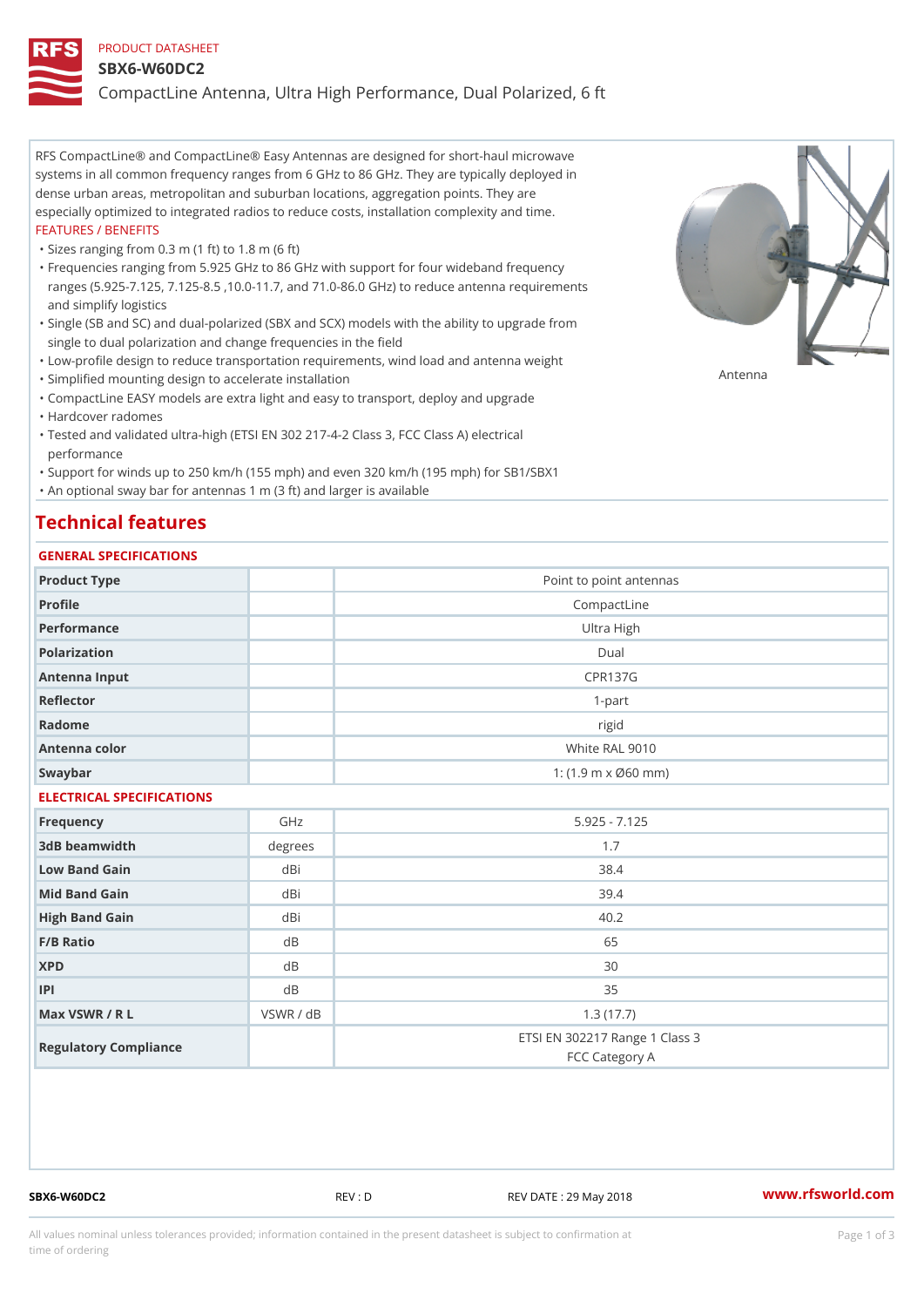PRODUCT DATASHEET

# SBX6-W60DC2

CompactLine Antenna, Ultra High Performance, Dual Polarized, 6 ft

RFS CompactLine® and CompactLine® Easy Antennas are designed for short-haul microwave systems in all common frequency ranges from 6 GHz to 86 GHz. They are typically deployed in dense urban areas, metropolitan and suburban locations, aggregation points. They are especially optimized to integrated radios to reduce costs, installation complexity and time.

FEATURES / BENEFITS

- Sizes ranging from 0.3 m (1 ft) to 1.8 m (6 ft)
- Frequencies ranging from 5.925 GHz to 86 GHz with support for four wideband frequency ranges (5.925-7.125, 7.125-8.5 ,10.0-11.7, and 71.0-86.0 GHz) to reduce antenna requirements and simplify logistics
- Single (SB and SC) and dual-polarized (SBX and SCX) models with the ability to upgrade from single to dual polarization and change frequencies in the field
- Low-profile design to reduce transportation requirements, wind load and antenna weight
- Simplified mounting design to accelerate installation
- CompactLine EASY models are extra light and easy to transport, deploy and upgrade
- Hardcover radomes
- Tested and validated ultra-high (ETSI EN 302 217-4-2 Class 3, FCC Class A) electrical performance
- Support for winds up to 250 km/h (155 mph) and even 320 km/h (195 mph) for SB1/SBX1
- An optional sway bar for antennas 1 m (3 ft) and larger is available

Antenna

## Technical features

### GENERAL SPECIFICATIONS

| | | |
|---|---|---|
| Product Type | | Point to point antennas |
| Profile | | CompactLine |
| Performance | | Ultra High |
| Polarization | | Dual |
| Antenna Input | | CPR137G |
| Reflector | | 1-part |
| Radome | | rigid |
| Antenna color | | White RAL 9010 |
| Swaybar | | 1: (1.9 m x Ø60 mm) |

### ELECTRICAL SPECIFICATIONS

| | | |
|---|---|---|
| Frequency | GHz | 5.925 - 7.125 |
| 3dB beamwidth | degrees | 1.7 |
| Low Band Gain | dBi | 38.4 |
| Mid Band Gain | dBi | 39.4 |
| High Band Gain | dBi | 40.2 |
| F/B Ratio | dB | 65 |
| XPD | dB | 30 |
| IPI | dB | 35 |
| Max VSWR / R L | VSWR / dB | 1.3 (17.7) |
| Regulatory Compliance | | ETSI EN 302217 Range 1 Class 3<br>FCC Category A |

SBX6-W60DC2 REV : D REV DATE : 29 May 2018 www.rfsworld.com

All values nominal unless tolerances provided; information contained in the present datasheet is subject to confirmation at time of ordering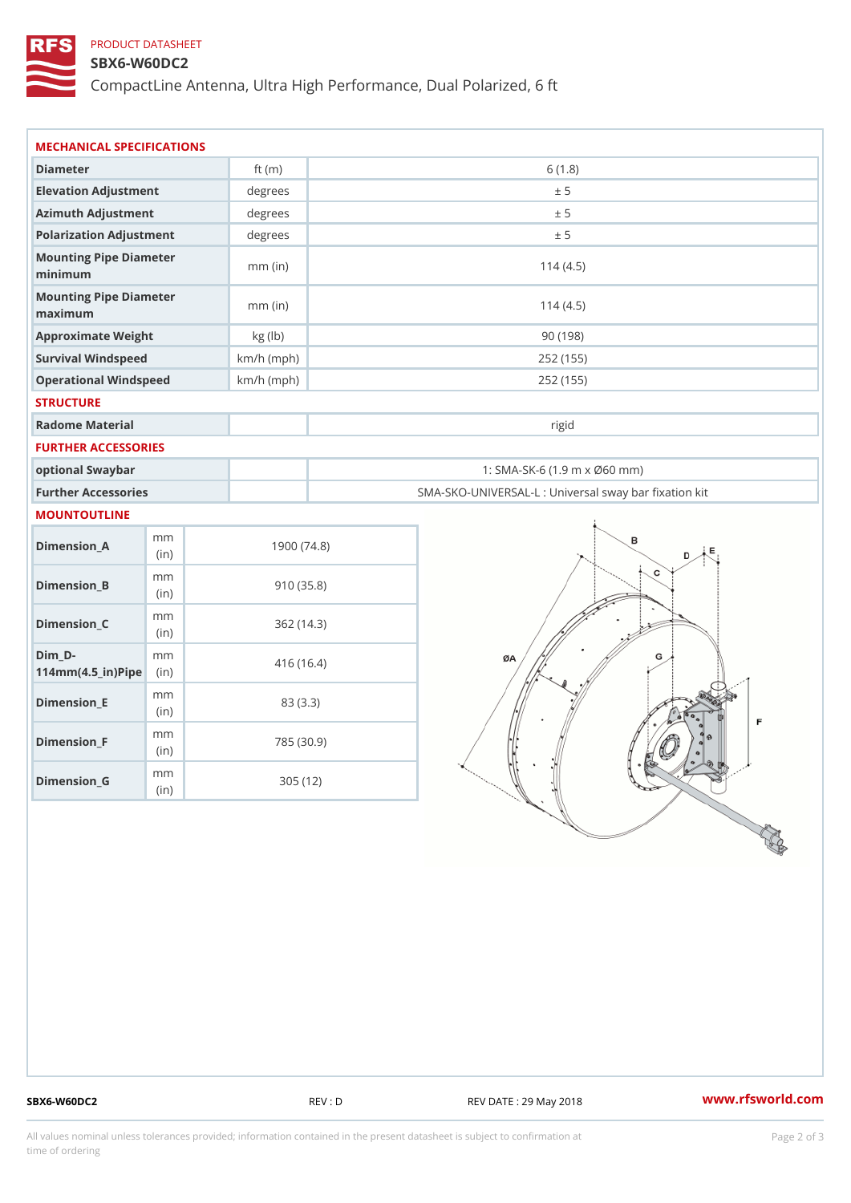PRODUCT DATASHEET

# SBX6-W60DC2

CompactLine Antenna, Ultra High Performance, Dual Polarized, 6 ft

## MECHANICAL SPECIFICATIONS

| | | |
|---|---|---|
| Diameter | ft (m) | 6 (1.8) |
| Elevation Adjustment | degrees | ± 5 |
| Azimuth Adjustment | degrees | ± 5 |
| Polarization Adjustment | degrees | ± 5 |
| Mounting Pipe Diameter minimum | mm (in) | 114 (4.5) |
| Mounting Pipe Diameter maximum | mm (in) | 114 (4.5) |
| Approximate Weight | kg (lb) | 90 (198) |
| Survival Windspeed | km/h (mph) | 252 (155) |
| Operational Windspeed | km/h (mph) | 252 (155) |

## STRUCTURE

| | | |
|---|---|---|
| Radome Material | | rigid |

## FURTHER ACCESSORIES

| | | |
|---|---|---|
| optional Swaybar | | 1: SMA-SK-6 (1.9 m x Ø60 mm) |
| Further Accessories | | SMA-SKO-UNIVERSAL-L : Universal sway bar fixation kit |

## MOUNTOUTLINE

| | | |
|---|---|---|
| Dimension_A | mm (in) | 1900 (74.8) |
| Dimension_B | mm (in) | 910 (35.8) |
| Dimension_C | mm (in) | 362 (14.3) |
| Dim_D-114mm(4.5_in)Pipe | mm (in) | 416 (16.4) |
| Dimension_E | mm (in) | 83 (3.3) |
| Dimension_F | mm (in) | 785 (30.9) |
| Dimension_G | mm (in) | 305 (12) |

B
D
E
C
ØA
G
F

SBX6-W60DC2 REV : D REV DATE : 29 May 2018 www.rfsworld.com

All values nominal unless tolerances provided; information contained in the present datasheet is subject to confirmation at time of ordering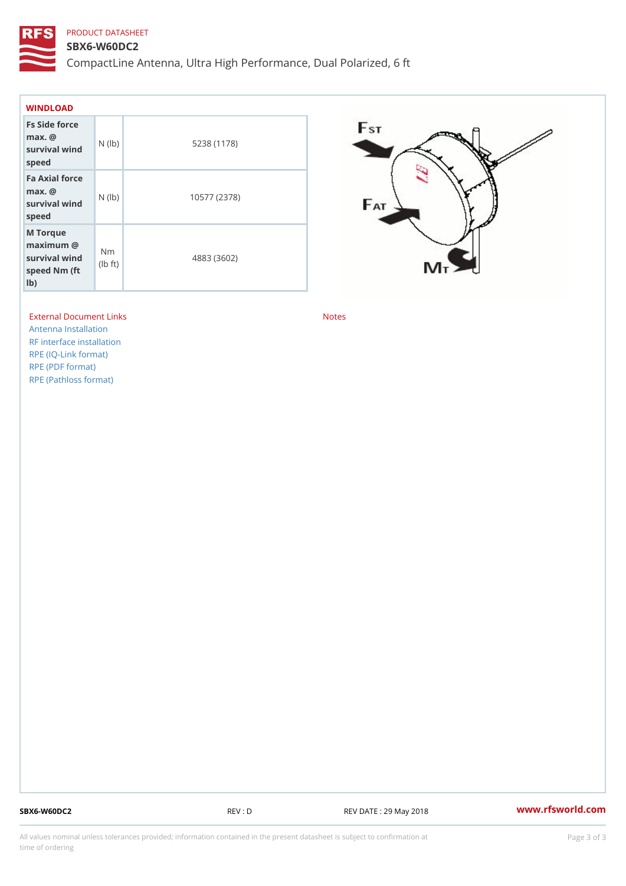PRODUCT DATASHEET

# SBX6-W60DC2

CompactLine Antenna, Ultra High Performance, Dual Polarized, 6 ft

## WINDLOAD

| | | |
|---|---|---|
| Fs Side force max. @ survival wind speed | N (lb) | 5238 (1178) |
| Fa Axial force max. @ survival wind speed | N (lb) | 10577 (2378) |
| M Torque maximum @ survival wind speed Nm (ft lb) | Nm (lb ft) | 4883 (3602) |

FST
FAT
MT

### External Document Links

- Antenna Installation
- RF interface installation
- RPE (IQ-Link format)
- RPE (PDF format)
- RPE (Pathloss format)

### Notes

SBX6-W60DC2 REV : D REV DATE : 29 May 2018 www.rfsworld.com

All values nominal unless tolerances provided; information contained in the present datasheet is subject to confirmation at time of ordering